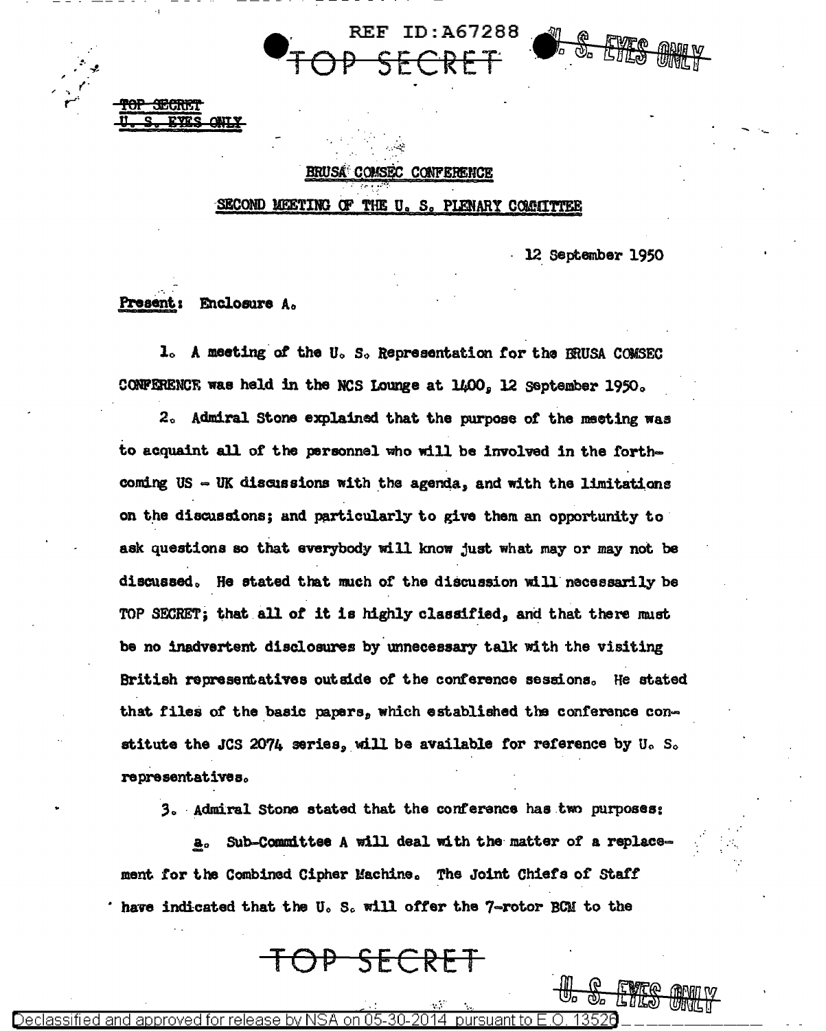TOP SECRET
U. S. EYES ONLY

BRUSA COMSEC CONFERENCE

SECOND MEETING OF THE U. S. PLENARY COMMITTEE

12 September 1950

**Present:** Enclosure A.

1. A meeting of the U. S. Representation for the BRUSA COMSEC CONFERENCE was held in the NCS Lounge at 1400, 12 September 1950.

2. Admiral Stone explained that the purpose of the meeting was to acquaint all of the personnel who will be involved in the forthcoming US - UK discussions with the agenda, and with the limitations on the discussions; and particularly to give them an opportunity to ask questions so that everybody will know just what may or may not be discussed. He stated that much of the discussion will necessarily be TOP SECRET; that all of it is highly classified, and that there must be no inadvertent disclosures by unnecessary talk with the visiting British representatives outside of the conference sessions. He stated that files of the basic papers, which established the conference constitute the JCS 2074 series, will be available for reference by U. S. representatives.

3. Admiral Stone stated that the conference has two purposes:

a. Sub-Committee A will deal with the matter of a replacement for the Combined Cipher Machine. The Joint Chiefs of Staff have indicated that the U. S. will offer the 7-rotor BCM to the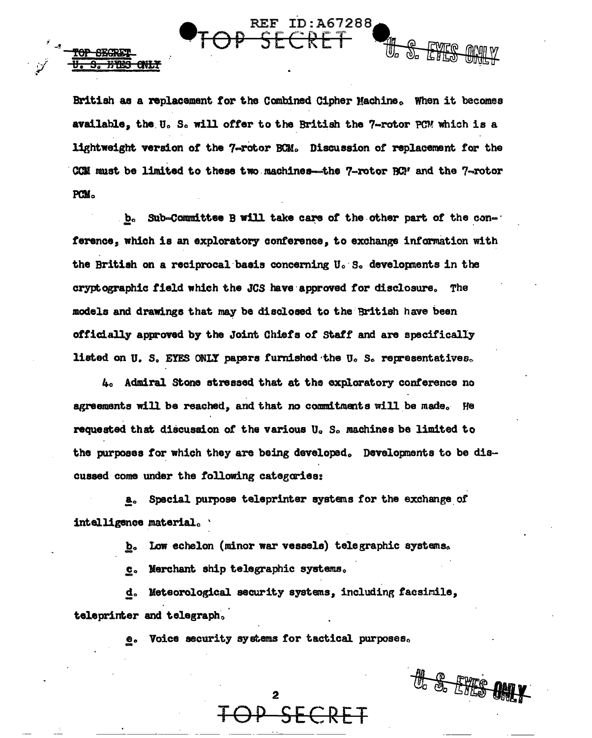British as a replacement for the Combined Cipher Machine. When it becomes available, the U. S. will offer to the British the 7-rotor PCM which is a lightweight version of the 7-rotor BCM. Discussion of replacement for the CCM must be limited to these two machines—the 7-rotor BCM and the 7-rotor PCM.

b. Sub-Committee B will take care of the other part of the conference, which is an exploratory conference, to exchange information with the British on a reciprocal basis concerning U. S. developments in the cryptographic field which the JCS have approved for disclosure. The models and drawings that may be disclosed to the British have been officially approved by the Joint Chiefs of Staff and are specifically listed on U. S. EYES ONLY papers furnished the U. S. representatives.

4. Admiral Stone stressed that at the exploratory conference no agreements will be reached, and that no commitments will be made. He requested that discussion of the various U. S. machines be limited to the purposes for which they are being developed. Developments to be discussed come under the following categories:

a. Special purpose teleprinter systems for the exchange of intelligence material.

b. Low echelon (minor war vessels) telegraphic systems.

c. Merchant ship telegraphic systems.

d. Meteorological security systems, including facsimile, teleprinter and telegraph.

e. Voice security systems for tactical purposes.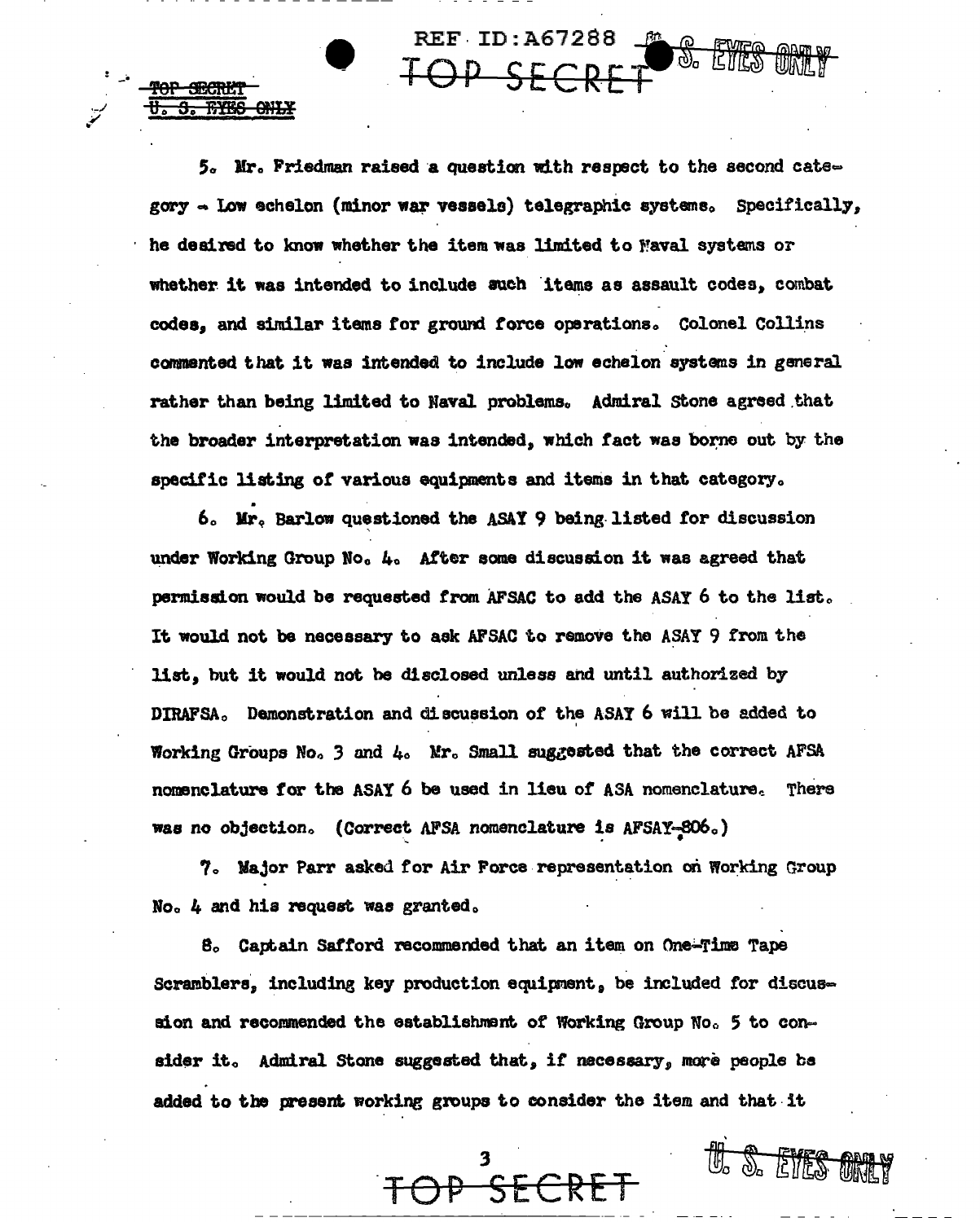5. Mr. Friedman raised a question with respect to the second category - Low echelon (minor war vessels) telegraphic systems. Specifically, he desired to know whether the item was limited to Naval systems or whether it was intended to include such items as assault codes, combat codes, and similar items for ground force operations. Colonel Collins commented that it was intended to include low echelon systems in general rather than being limited to Naval problems. Admiral Stone agreed that the broader interpretation was intended, which fact was borne out by the specific listing of various equipments and items in that category.

6. Mr. Barlow questioned the ASAY 9 being listed for discussion under Working Group No. 4. After some discussion it was agreed that permission would be requested from AFSAC to add the ASAY 6 to the list. It would not be necessary to ask AFSAC to remove the ASAY 9 from the list, but it would not be disclosed unless and until authorized by DIRAFSA. Demonstration and discussion of the ASAY 6 will be added to Working Groups No. 3 and 4. Mr. Small suggested that the correct AFSA nomenclature for the ASAY 6 be used in lieu of ASA nomenclature. There was no objection. (Correct AFSA nomenclature is AFSAY-806.)

7. Major Parr asked for Air Force representation on Working Group No. 4 and his request was granted.

8. Captain Safford recommended that an item on One-Time Tape Scramblers, including key production equipment, be included for discussion and recommended the establishment of Working Group No. 5 to consider it. Admiral Stone suggested that, if necessary, more people be added to the present working groups to consider the item and that it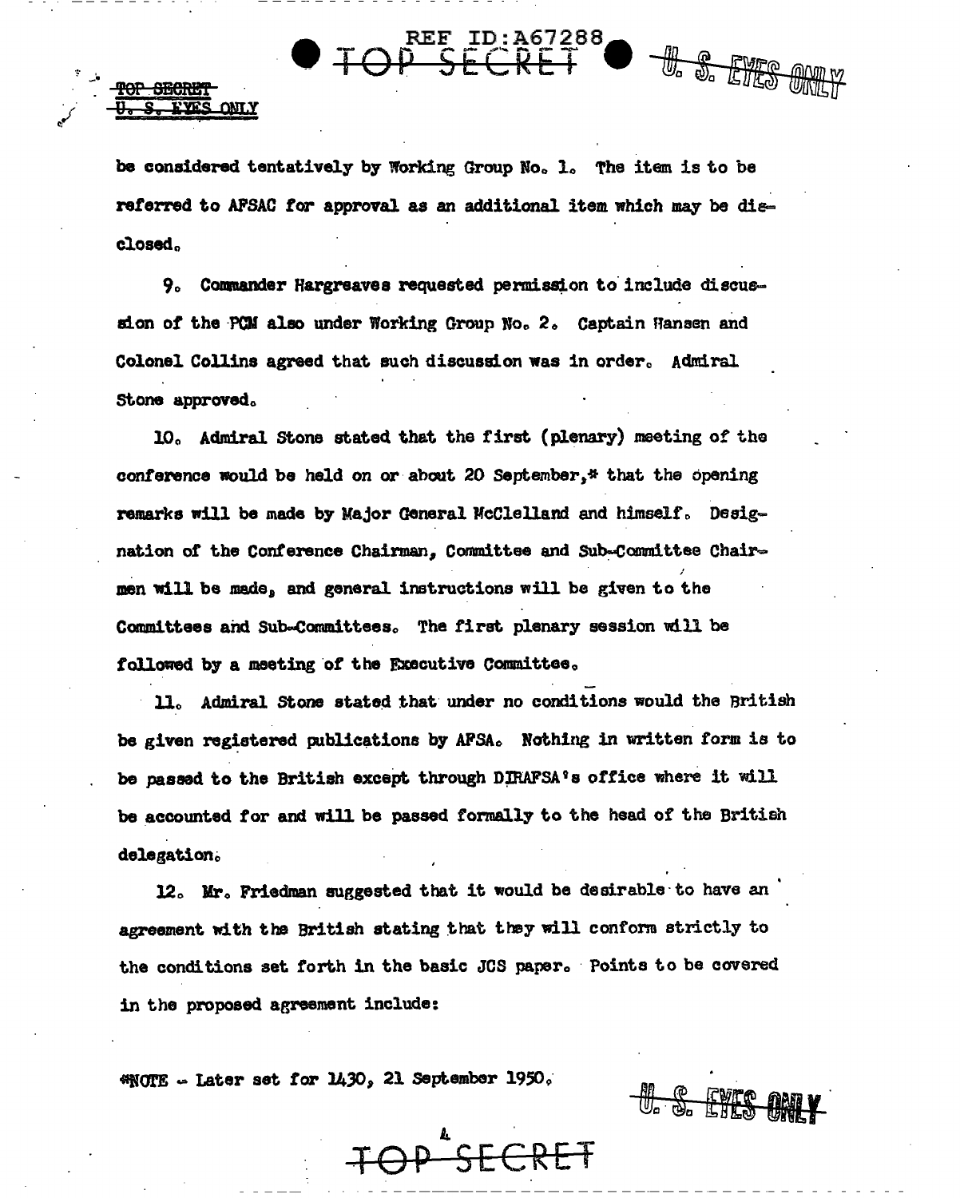be considered tentatively by Working Group No. 1. The item is to be referred to AFSAC for approval as an additional item which may be disclosed.

9. Commander Hargreaves requested permission to include discussion of the PCM also under Working Group No. 2. Captain Hansen and Colonel Collins agreed that such discussion was in order. Admiral Stone approved.

10. Admiral Stone stated that the first (plenary) meeting of the conference would be held on or about 20 September,* that the opening remarks will be made by Major General McClelland and himself. Designation of the Conference Chairman, Committee and Sub-Committee Chairmen will be made, and general instructions will be given to the Committees and Sub-Committees. The first plenary session will be followed by a meeting of the Executive Committee.

11. Admiral Stone stated that under no conditions would the British be given registered publications by AFSA. Nothing in written form is to be passed to the British except through DIRAFSA's office where it will be accounted for and will be passed formally to the head of the British delegation.

12. Mr. Friedman suggested that it would be desirable to have an agreement with the British stating that they will conform strictly to the conditions set forth in the basic JCS paper. Points to be covered in the proposed agreement include:

*NOTE - Later set for 1430, 21 September 1950.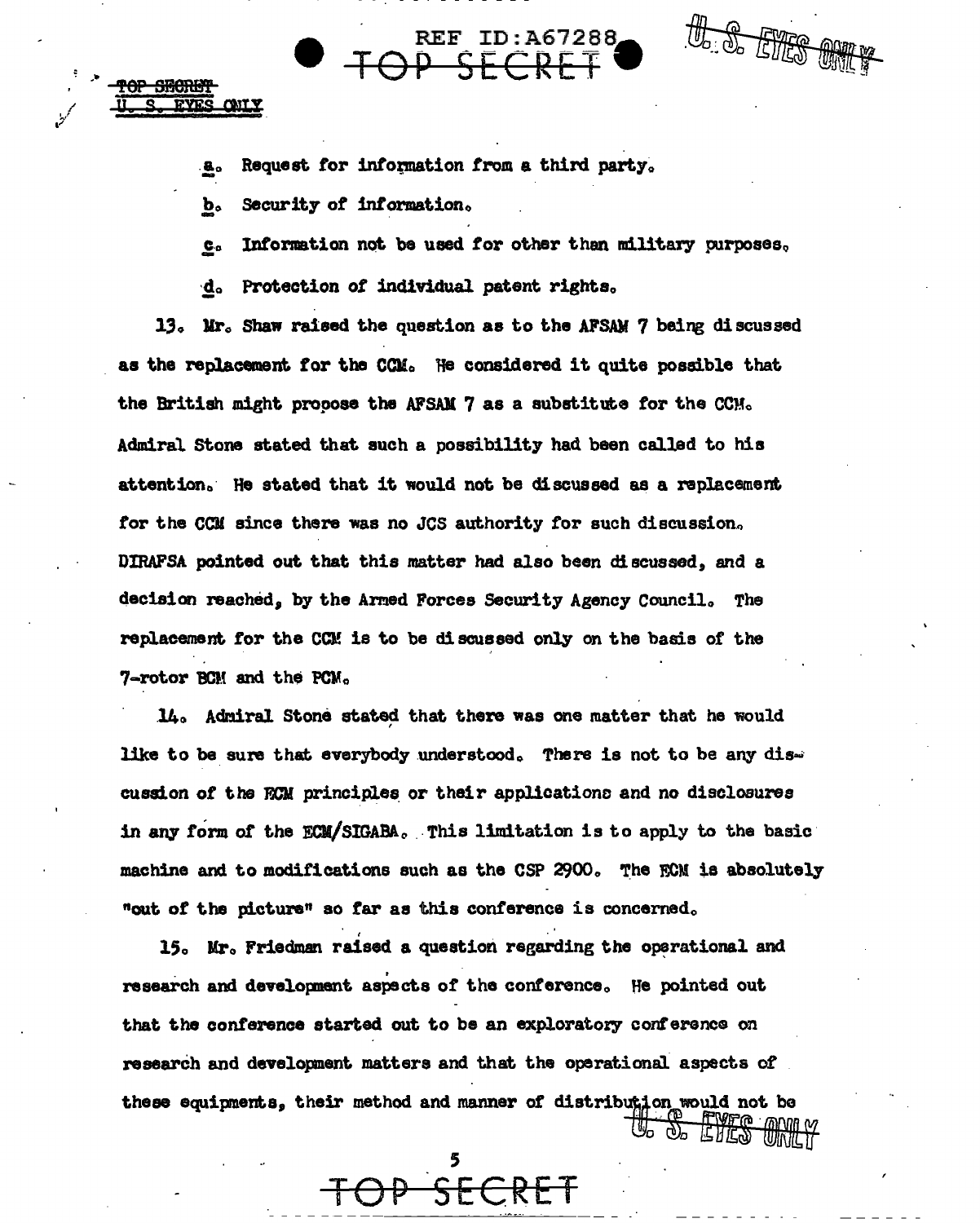a. Request for information from a third party.

b. Security of information.

c. Information not be used for other than military purposes.

d. Protection of individual patent rights.

13. Mr. Shaw raised the question as to the AFSAM 7 being discussed as the replacement for the CCM. He considered it quite possible that the British might propose the AFSAM 7 as a substitute for the CCM. Admiral Stone stated that such a possibility had been called to his attention. He stated that it would not be discussed as a replacement for the CCM since there was no JCS authority for such discussion. DIRAFSA pointed out that this matter had also been discussed, and a decision reached, by the Armed Forces Security Agency Council. The replacement for the CCM is to be discussed only on the basis of the 7-rotor BCM and the PCM.

14. Admiral Stone stated that there was one matter that he would like to be sure that everybody understood. There is not to be any discussion of the ECM principles or their applications and no disclosures in any form of the ECM/SIGABA. This limitation is to apply to the basic machine and to modifications such as the CSP 2900. The ECM is absolutely "out of the picture" so far as this conference is concerned.

15. Mr. Friedman raised a question regarding the operational and research and development aspects of the conference. He pointed out that the conference started out to be an exploratory conference on research and development matters and that the operational aspects of these equipments, their method and manner of distribution would not be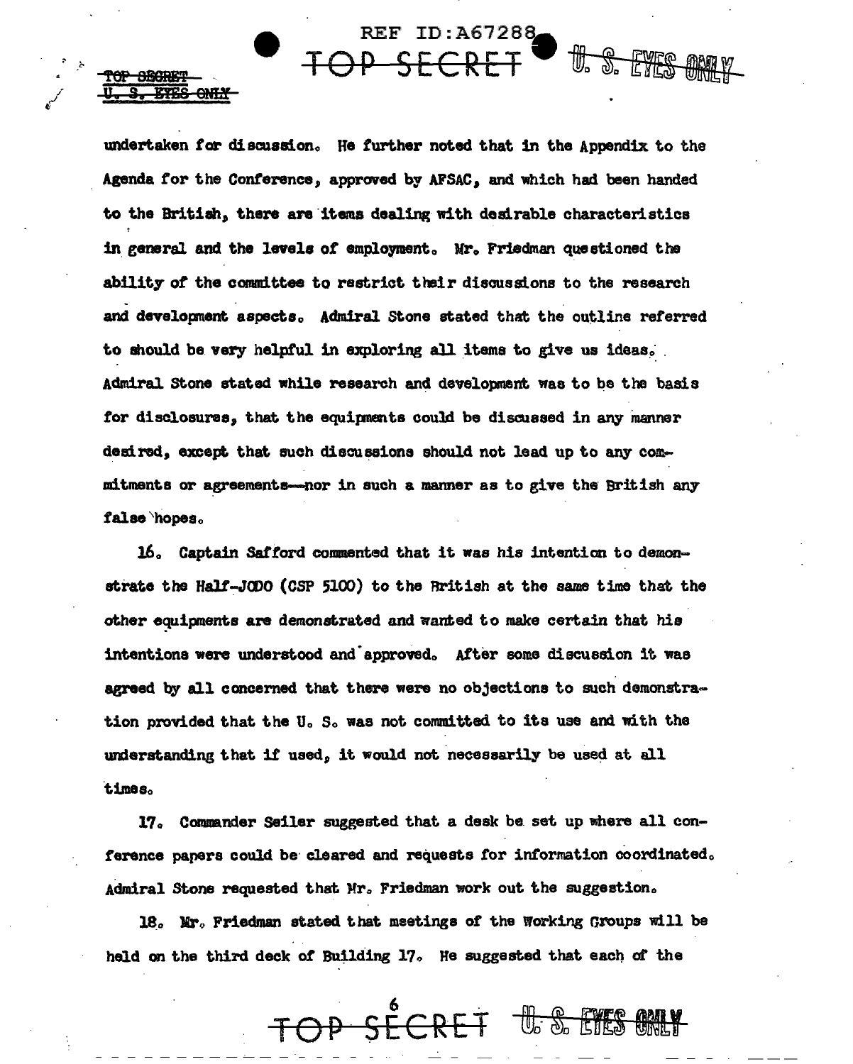undertaken for discussion. He further noted that in the Appendix to the Agenda for the Conference, approved by AFSAC, and which had been handed to the British, there are items dealing with desirable characteristics in general and the levels of employment. Mr. Friedman questioned the ability of the committee to restrict their discussions to the research and development aspects. Admiral Stone stated that the outline referred to should be very helpful in exploring all items to give us ideas. Admiral Stone stated while research and development was to be the basis for disclosures, that the equipments could be discussed in any manner desired, except that such discussions should not lead up to any commitments or agreements—nor in such a manner as to give the British any false hopes.

16. Captain Safford commented that it was his intention to demonstrate the Half-JODO (CSP 5100) to the British at the same time that the other equipments are demonstrated and wanted to make certain that his intentions were understood and approved. After some discussion it was agreed by all concerned that there were no objections to such demonstration provided that the U. S. was not committed to its use and with the understanding that if used, it would not necessarily be used at all times.

17. Commander Seiler suggested that a desk be set up where all conference papers could be cleared and requests for information coordinated. Admiral Stone requested that Mr. Friedman work out the suggestion.

18. Mr. Friedman stated that meetings of the Working Groups will be held on the third deck of Building 17. He suggested that each of the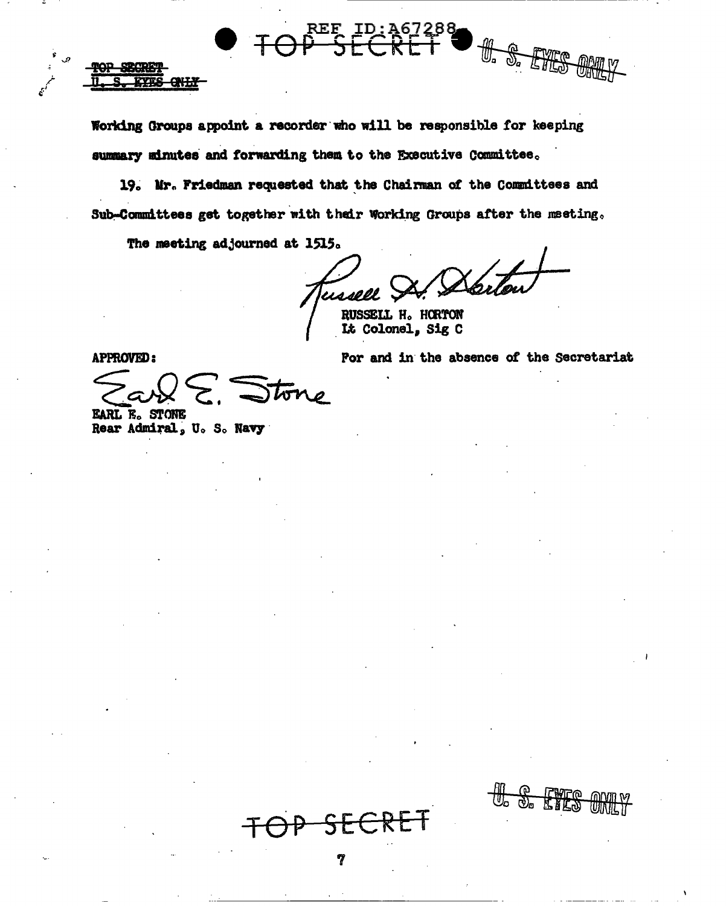Working Groups appoint a recorder who will be responsible for keeping summary minutes and forwarding them to the Executive Committee.

19. Mr. Friedman requested that the Chairman of the Committees and Sub-Committees get together with their Working Groups after the meeting.

The meeting adjourned at 1515.

RUSSELL H. HORTON
Lt Colonel, Sig C

APPROVED:

For and in the absence of the Secretariat

EARL E. STONE
Rear Admiral, U. S. Navy